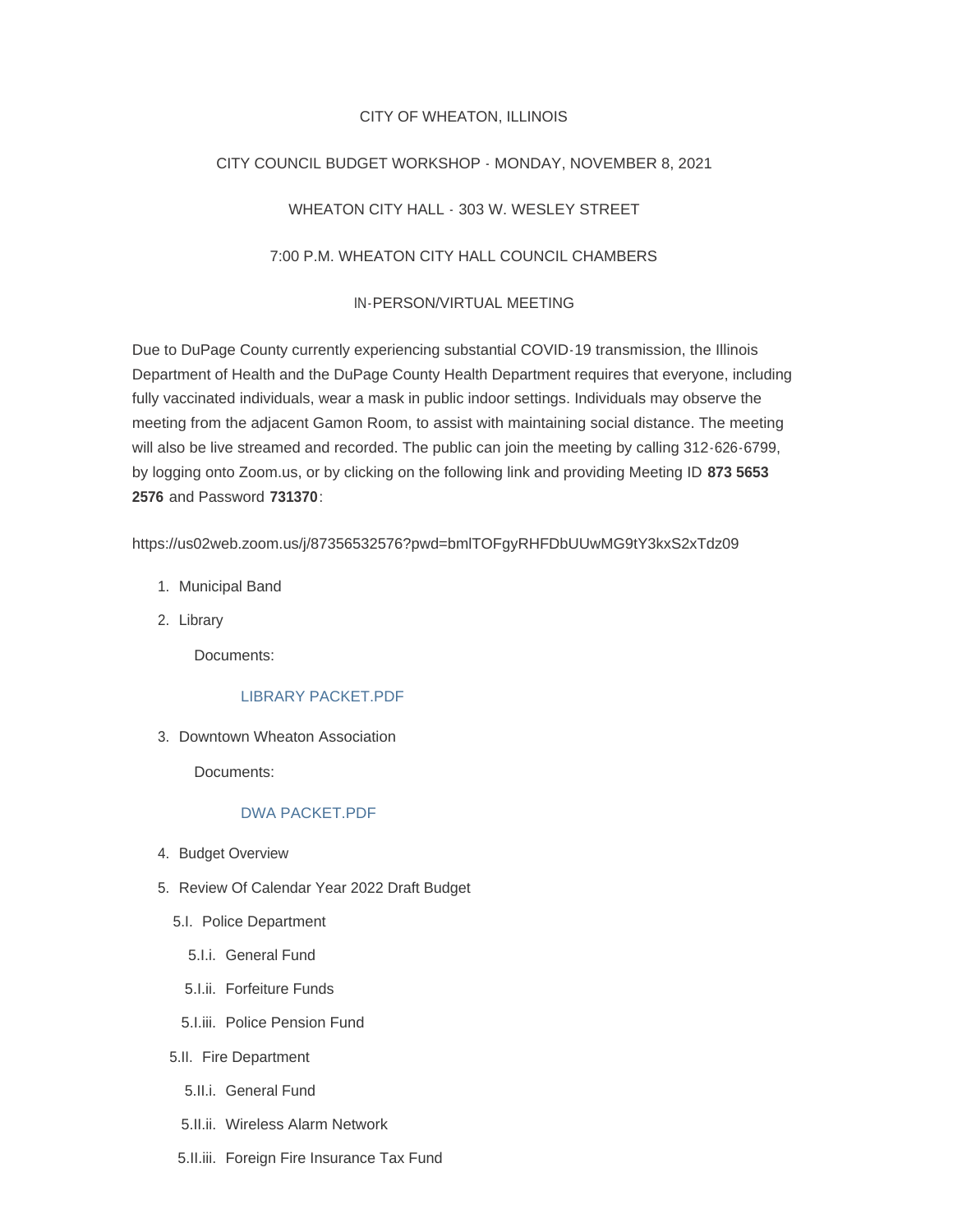CITY OF WHEATON, ILLINOIS

CITY COUNCIL BUDGET WORKSHOP - MONDAY, NOVEMBER 8, 2021

WHEATON CITY HALL - 303 W. WESLEY STREET

7:00 P.M. WHEATON CITY HALL COUNCIL CHAMBERS

IN-PERSON/VIRTUAL MEETING

Due to DuPage County currently experiencing substantial COVID-19 transmission, the Illinois Department of Health and the DuPage County Health Department requires that everyone, including fully vaccinated individuals, wear a mask in public indoor settings. Individuals may observe the meeting from the adjacent Gamon Room, to assist with maintaining social distance. The meeting will also be live streamed and recorded. The public can join the meeting by calling 312-626-6799, by logging onto Zoom.us, or by clicking on the following link and providing Meeting ID **873 5653 2576** and Password **731370**:

https://us02web.zoom.us/j/87356532576?pwd=bmlTOFgyRHFDbUUwMG9tY3kxS2xTdz09

1. Municipal Band
2. Library

   Documents:

   LIBRARY PACKET.PDF

3. Downtown Wheaton Association

   Documents:

   DWA PACKET.PDF

4. Budget Overview
5. Review Of Calendar Year 2022 Draft Budget

   5.I. Police Department

   5.I.i. General Fund

   5.I.ii. Forfeiture Funds

   5.I.iii. Police Pension Fund

   5.II. Fire Department

   5.II.i. General Fund

   5.II.ii. Wireless Alarm Network

   5.II.iii. Foreign Fire Insurance Tax Fund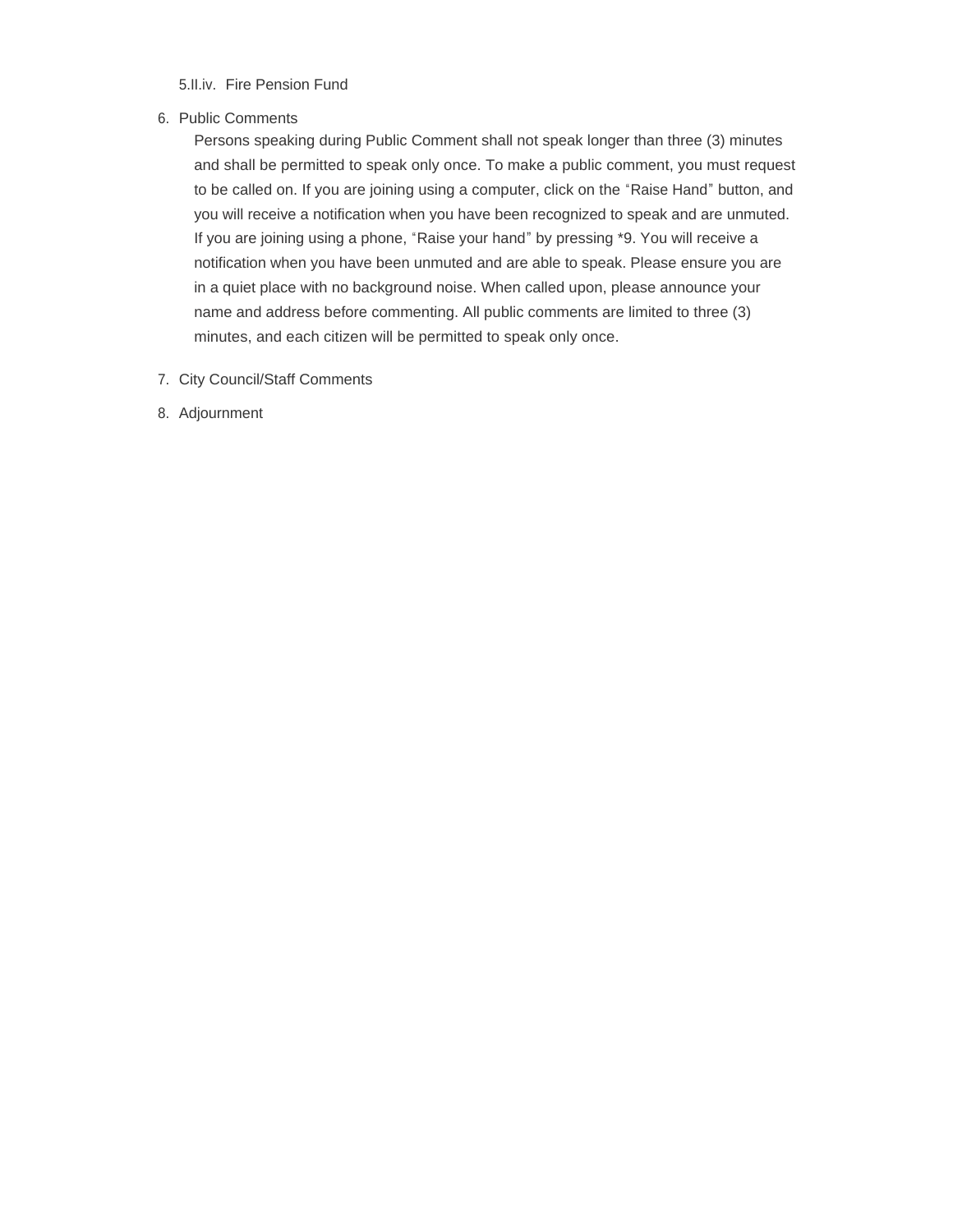5.II.iv. Fire Pension Fund

6. Public Comments

   Persons speaking during Public Comment shall not speak longer than three (3) minutes and shall be permitted to speak only once. To make a public comment, you must request to be called on. If you are joining using a computer, click on the "Raise Hand" button, and you will receive a notification when you have been recognized to speak and are unmuted. If you are joining using a phone, "Raise your hand" by pressing *9. You will receive a notification when you have been unmuted and are able to speak. Please ensure you are in a quiet place with no background noise. When called upon, please announce your name and address before commenting. All public comments are limited to three (3) minutes, and each citizen will be permitted to speak only once.

7. City Council/Staff Comments

8. Adjournment